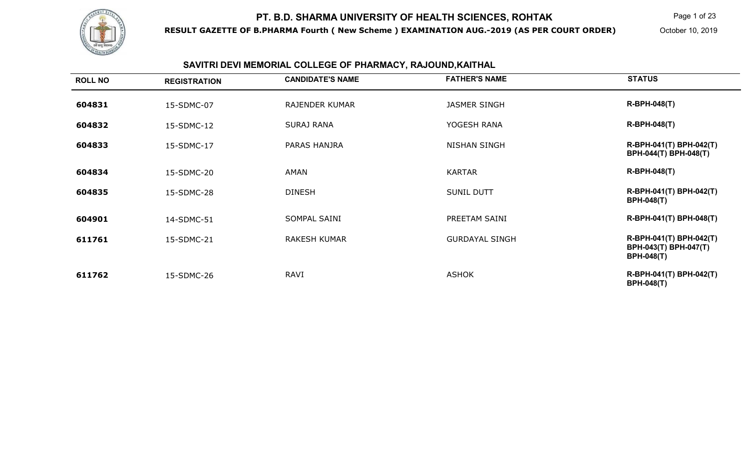# PT. B.D. SHARMA UNIVERSITY OF HEALTH SCIENCES, ROHTAK

**RESULT GAZETTE OF B.PHARMA Fourth ( New Scheme ) EXAMINATION AUG.-2019 (AS PER COURT ORDER)**

October 10, 2019

## SAVITRI DEVI MEMORIAL COLLEGE OF PHARMACY, RAJOUND,KAITHAL

| ROLL NO | REGISTRATION | CANDIDATE'S NAME | FATHER'S NAME | STATUS |
|---|---|---|---|---|
| 604831 | 15-SDMC-07 | RAJENDER KUMAR | JASMER SINGH | R-BPH-048(T) |
| 604832 | 15-SDMC-12 | SURAJ RANA | YOGESH RANA | R-BPH-048(T) |
| 604833 | 15-SDMC-17 | PARAS HANJRA | NISHAN SINGH | R-BPH-041(T) BPH-042(T) BPH-044(T) BPH-048(T) |
| 604834 | 15-SDMC-20 | AMAN | KARTAR | R-BPH-048(T) |
| 604835 | 15-SDMC-28 | DINESH | SUNIL DUTT | R-BPH-041(T) BPH-042(T) BPH-048(T) |
| 604901 | 14-SDMC-51 | SOMPAL SAINI | PREETAM SAINI | R-BPH-041(T) BPH-048(T) |
| 611761 | 15-SDMC-21 | RAKESH KUMAR | GURDAYAL SINGH | R-BPH-041(T) BPH-042(T) BPH-043(T) BPH-047(T) BPH-048(T) |
| 611762 | 15-SDMC-26 | RAVI | ASHOK | R-BPH-041(T) BPH-042(T) BPH-048(T) |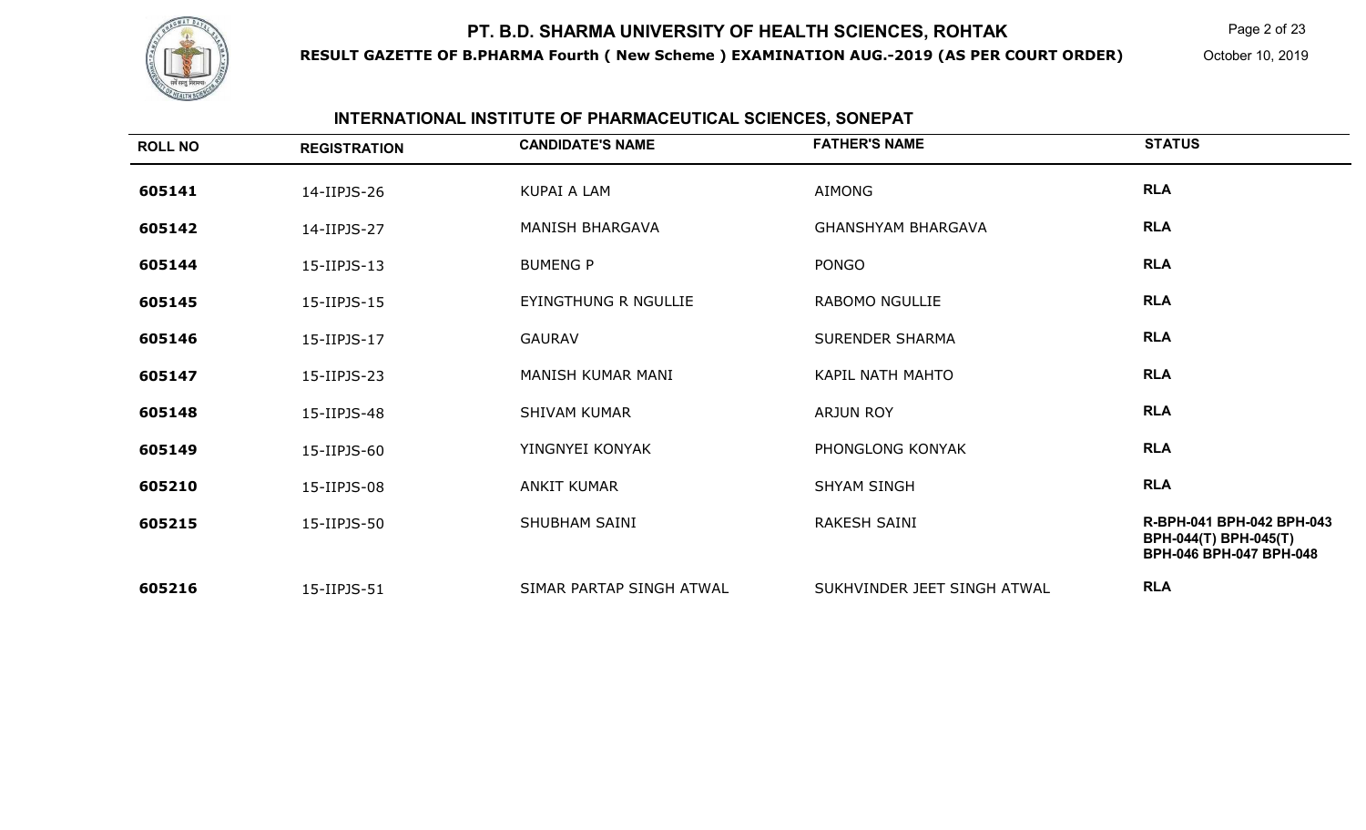## INTERNATIONAL INSTITUTE OF PHARMACEUTICAL SCIENCES, SONEPAT

| ROLL NO | REGISTRATION | CANDIDATE'S NAME | FATHER'S NAME | STATUS |
|---|---|---|---|---|
| 605141 | 14-IIPJS-26 | KUPAI A LAM | AIMONG | RLA |
| 605142 | 14-IIPJS-27 | MANISH BHARGAVA | GHANSHYAM BHARGAVA | RLA |
| 605144 | 15-IIPJS-13 | BUMENG P | PONGO | RLA |
| 605145 | 15-IIPJS-15 | EYINGTHUNG R NGULLIE | RABOMO NGULLIE | RLA |
| 605146 | 15-IIPJS-17 | GAURAV | SURENDER SHARMA | RLA |
| 605147 | 15-IIPJS-23 | MANISH KUMAR MANI | KAPIL NATH MAHTO | RLA |
| 605148 | 15-IIPJS-48 | SHIVAM KUMAR | ARJUN ROY | RLA |
| 605149 | 15-IIPJS-60 | YINGNYEI KONYAK | PHONGLONG KONYAK | RLA |
| 605210 | 15-IIPJS-08 | ANKIT KUMAR | SHYAM SINGH | RLA |
| 605215 | 15-IIPJS-50 | SHUBHAM SAINI | RAKESH SAINI | R-BPH-041 BPH-042 BPH-043 BPH-044(T) BPH-045(T) BPH-046 BPH-047 BPH-048 |
| 605216 | 15-IIPJS-51 | SIMAR PARTAP SINGH ATWAL | SUKHVINDER JEET SINGH ATWAL | RLA |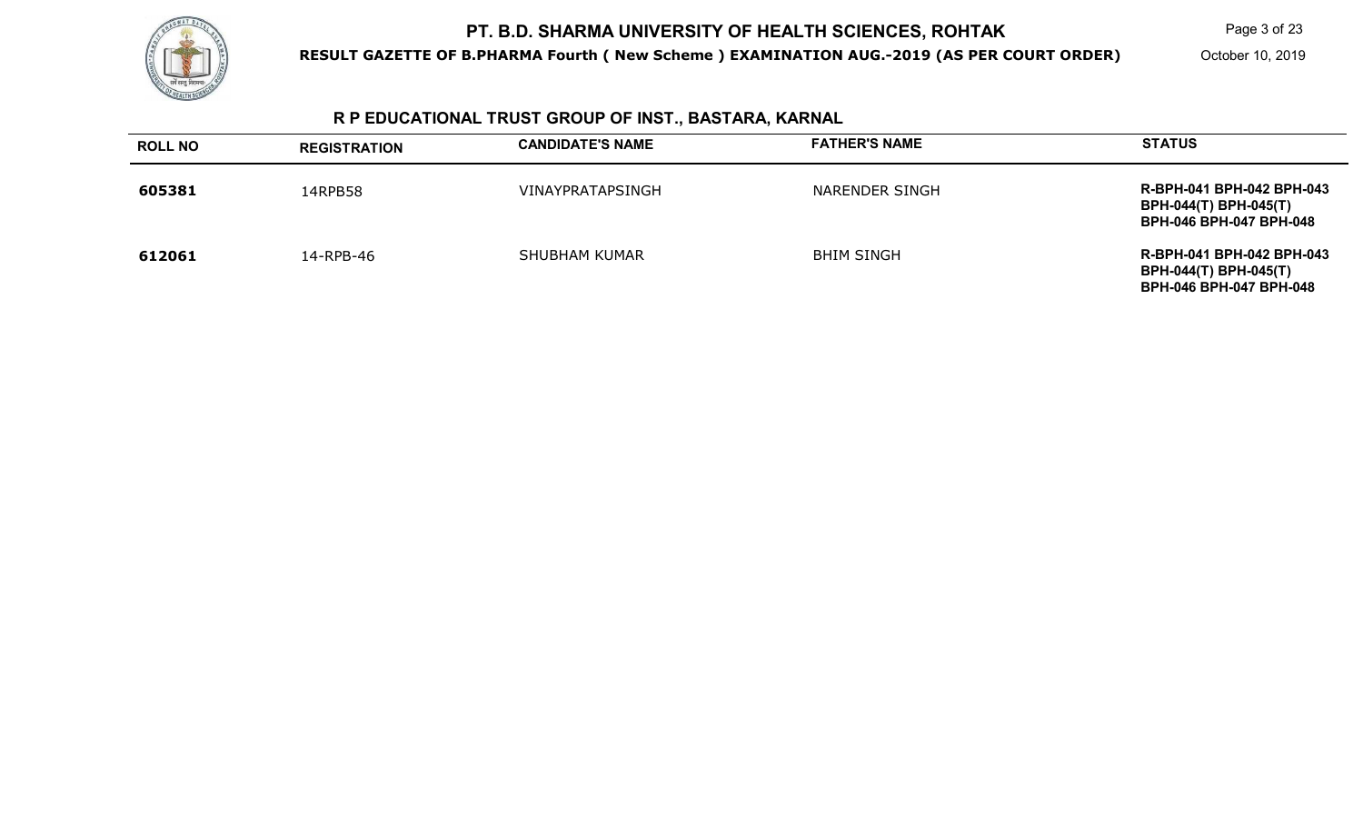# PT. B.D. SHARMA UNIVERSITY OF HEALTH SCIENCES, ROHTAK

**RESULT GAZETTE OF B.PHARMA Fourth ( New Scheme ) EXAMINATION AUG.-2019 (AS PER COURT ORDER)**

October 10, 2019

## R P EDUCATIONAL TRUST GROUP OF INST., BASTARA, KARNAL

| ROLL NO | REGISTRATION | CANDIDATE'S NAME | FATHER'S NAME | STATUS |
|---|---|---|---|---|
| **605381** | 14RPB58 | VINAYPRATAPSINGH | NARENDER SINGH | **R-BPH-041 BPH-042 BPH-043 BPH-044(T) BPH-045(T) BPH-046 BPH-047 BPH-048** |
| **612061** | 14-RPB-46 | SHUBHAM KUMAR | BHIM SINGH | **R-BPH-041 BPH-042 BPH-043 BPH-044(T) BPH-045(T) BPH-046 BPH-047 BPH-048** |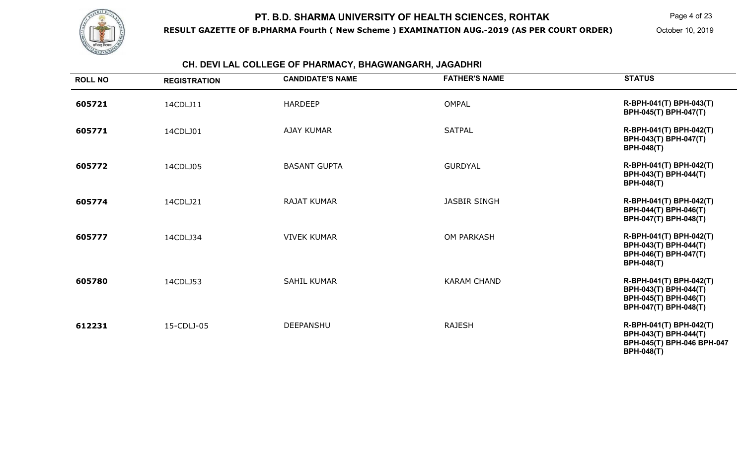# PT. B.D. SHARMA UNIVERSITY OF HEALTH SCIENCES, ROHTAK

**RESULT GAZETTE OF B.PHARMA Fourth ( New Scheme ) EXAMINATION AUG.-2019 (AS PER COURT ORDER)**

October 10, 2019

## CH. DEVI LAL COLLEGE OF PHARMACY, BHAGWANGARH, JAGADHRI

| ROLL NO | REGISTRATION | CANDIDATE'S NAME | FATHER'S NAME | STATUS |
|---|---|---|---|---|
| **605721** | 14CDLJ11 | HARDEEP | OMPAL | **R-BPH-041(T) BPH-043(T) BPH-045(T) BPH-047(T)** |
| **605771** | 14CDLJ01 | AJAY KUMAR | SATPAL | **R-BPH-041(T) BPH-042(T) BPH-043(T) BPH-047(T) BPH-048(T)** |
| **605772** | 14CDLJ05 | BASANT GUPTA | GURDYAL | **R-BPH-041(T) BPH-042(T) BPH-043(T) BPH-044(T) BPH-048(T)** |
| **605774** | 14CDLJ21 | RAJAT KUMAR | JASBIR SINGH | **R-BPH-041(T) BPH-042(T) BPH-044(T) BPH-046(T) BPH-047(T) BPH-048(T)** |
| **605777** | 14CDLJ34 | VIVEK KUMAR | OM PARKASH | **R-BPH-041(T) BPH-042(T) BPH-043(T) BPH-044(T) BPH-046(T) BPH-047(T) BPH-048(T)** |
| **605780** | 14CDLJ53 | SAHIL KUMAR | KARAM CHAND | **R-BPH-041(T) BPH-042(T) BPH-043(T) BPH-044(T) BPH-045(T) BPH-046(T) BPH-047(T) BPH-048(T)** |
| **612231** | 15-CDLJ-05 | DEEPANSHU | RAJESH | **R-BPH-041(T) BPH-042(T) BPH-043(T) BPH-044(T) BPH-045(T) BPH-046 BPH-047 BPH-048(T)** |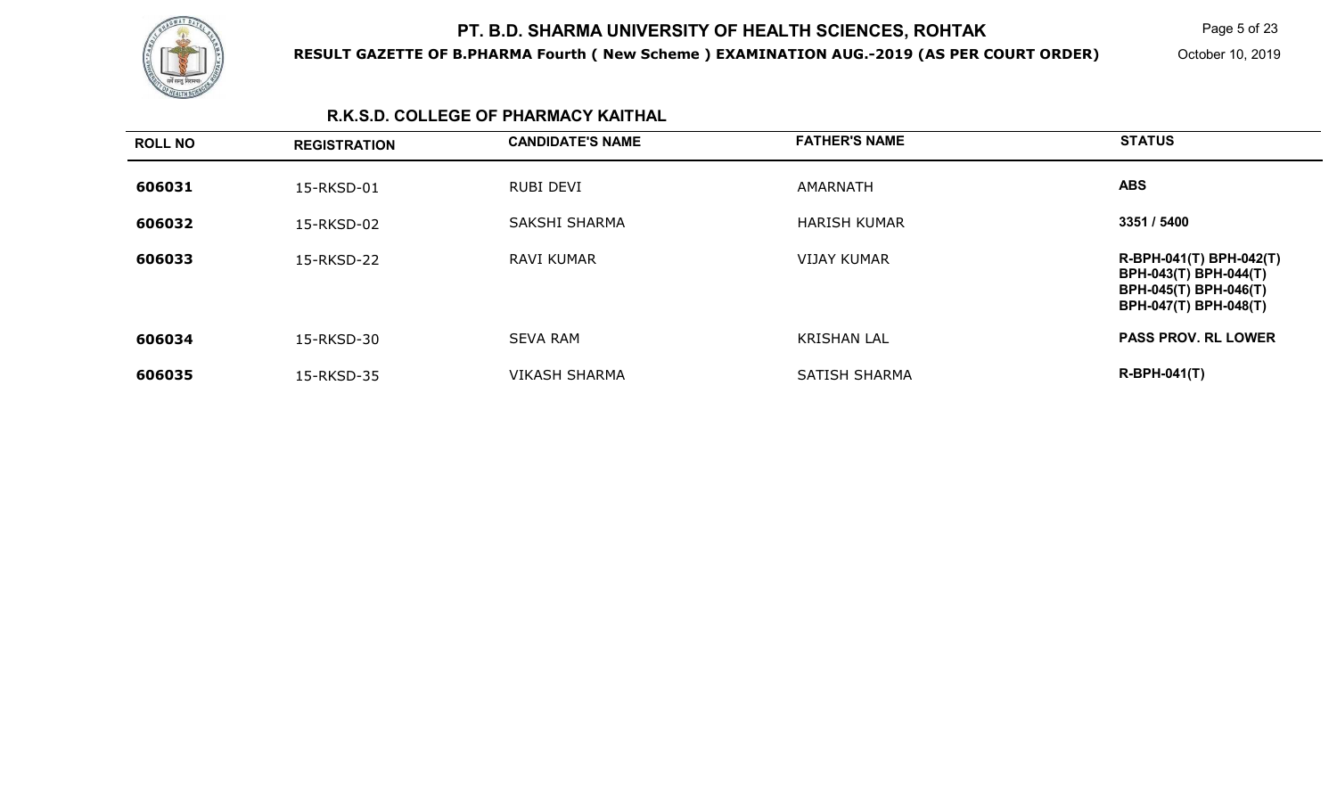# PT. B.D. SHARMA UNIVERSITY OF HEALTH SCIENCES, ROHTAK

**RESULT GAZETTE OF B.PHARMA Fourth ( New Scheme ) EXAMINATION AUG.-2019 (AS PER COURT ORDER)**

October 10, 2019

## R.K.S.D. COLLEGE OF PHARMACY KAITHAL

| ROLL NO | REGISTRATION | CANDIDATE'S NAME | FATHER'S NAME | STATUS |
|---|---|---|---|---|
| 606031 | 15-RKSD-01 | RUBI DEVI | AMARNATH | ABS |
| 606032 | 15-RKSD-02 | SAKSHI SHARMA | HARISH KUMAR | 3351 / 5400 |
| 606033 | 15-RKSD-22 | RAVI KUMAR | VIJAY KUMAR | R-BPH-041(T) BPH-042(T) BPH-043(T) BPH-044(T) BPH-045(T) BPH-046(T) BPH-047(T) BPH-048(T) |
| 606034 | 15-RKSD-30 | SEVA RAM | KRISHAN LAL | PASS PROV. RL LOWER |
| 606035 | 15-RKSD-35 | VIKASH SHARMA | SATISH SHARMA | R-BPH-041(T) |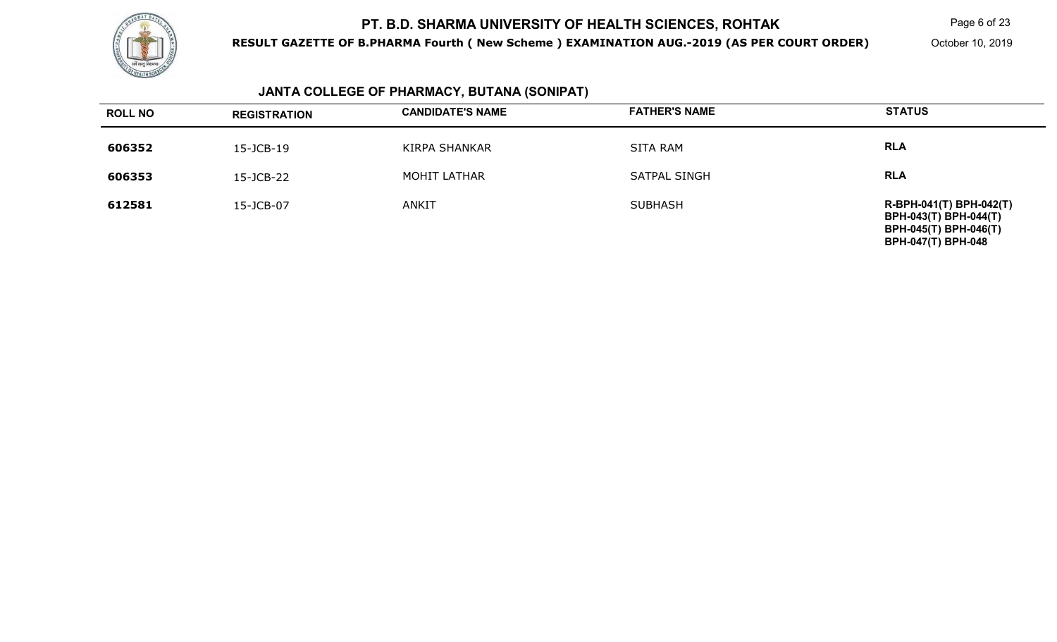## JANTA COLLEGE OF PHARMACY, BUTANA (SONIPAT)

| ROLL NO | REGISTRATION | CANDIDATE'S NAME | FATHER'S NAME | STATUS |
|---|---|---|---|---|
| 606352 | 15-JCB-19 | KIRPA SHANKAR | SITA RAM | RLA |
| 606353 | 15-JCB-22 | MOHIT LATHAR | SATPAL SINGH | RLA |
| 612581 | 15-JCB-07 | ANKIT | SUBHASH | R-BPH-041(T) BPH-042(T) BPH-043(T) BPH-044(T) BPH-045(T) BPH-046(T) BPH-047(T) BPH-048 |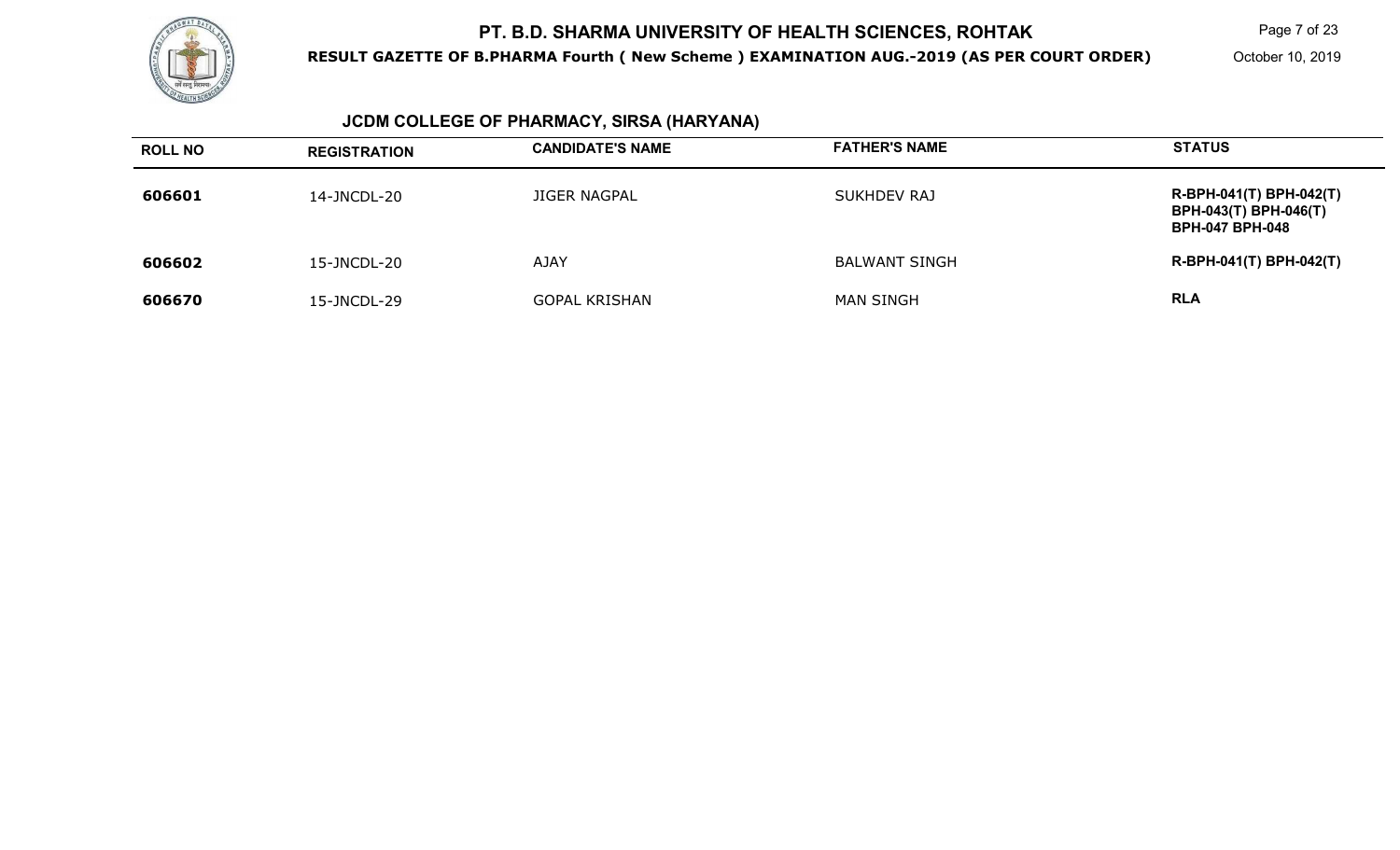# PT. B.D. SHARMA UNIVERSITY OF HEALTH SCIENCES, ROHTAK

**RESULT GAZETTE OF B.PHARMA Fourth ( New Scheme ) EXAMINATION AUG.-2019 (AS PER COURT ORDER)**

October 10, 2019

## JCDM COLLEGE OF PHARMACY, SIRSA (HARYANA)

| ROLL NO | REGISTRATION | CANDIDATE'S NAME | FATHER'S NAME | STATUS |
|---|---|---|---|---|
| **606601** | 14-JNCDL-20 | JIGER NAGPAL | SUKHDEV RAJ | **R-BPH-041(T) BPH-042(T) BPH-043(T) BPH-046(T) BPH-047 BPH-048** |
| **606602** | 15-JNCDL-20 | AJAY | BALWANT SINGH | **R-BPH-041(T) BPH-042(T)** |
| **606670** | 15-JNCDL-29 | GOPAL KRISHAN | MAN SINGH | **RLA** |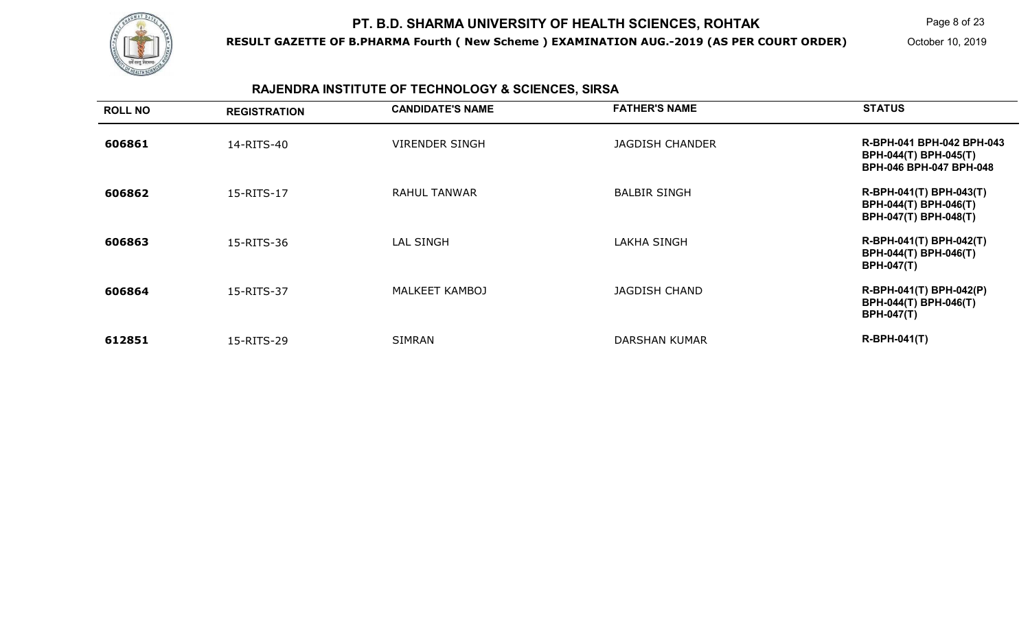## PT. B.D. SHARMA UNIVERSITY OF HEALTH SCIENCES, ROHTAK

**RESULT GAZETTE OF B.PHARMA Fourth ( New Scheme ) EXAMINATION AUG.-2019 (AS PER COURT ORDER)**

October 10, 2019

### RAJENDRA INSTITUTE OF TECHNOLOGY & SCIENCES, SIRSA

| ROLL NO | REGISTRATION | CANDIDATE'S NAME | FATHER'S NAME | STATUS |
|---|---|---|---|---|
| **606861** | 14-RITS-40 | VIRENDER SINGH | JAGDISH CHANDER | **R-BPH-041 BPH-042 BPH-043 BPH-044(T) BPH-045(T) BPH-046 BPH-047 BPH-048** |
| **606862** | 15-RITS-17 | RAHUL TANWAR | BALBIR SINGH | **R-BPH-041(T) BPH-043(T) BPH-044(T) BPH-046(T) BPH-047(T) BPH-048(T)** |
| **606863** | 15-RITS-36 | LAL SINGH | LAKHA SINGH | **R-BPH-041(T) BPH-042(T) BPH-044(T) BPH-046(T) BPH-047(T)** |
| **606864** | 15-RITS-37 | MALKEET KAMBOJ | JAGDISH CHAND | **R-BPH-041(T) BPH-042(P) BPH-044(T) BPH-046(T) BPH-047(T)** |
| **612851** | 15-RITS-29 | SIMRAN | DARSHAN KUMAR | **R-BPH-041(T)** |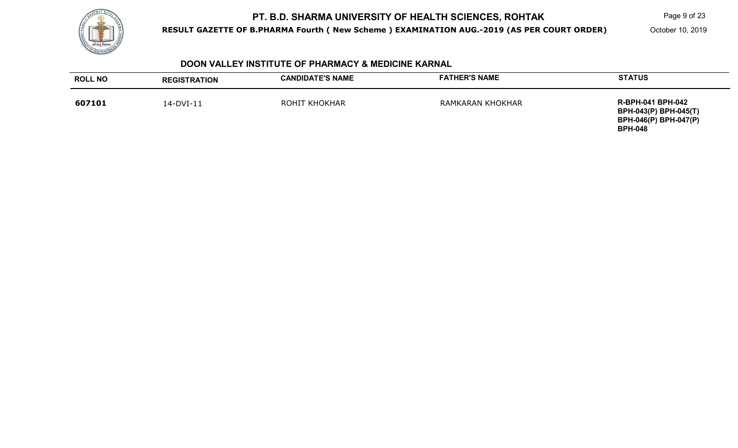## DOON VALLEY INSTITUTE OF PHARMACY & MEDICINE KARNAL

| ROLL NO | REGISTRATION | CANDIDATE'S NAME | FATHER'S NAME | STATUS |
|---|---|---|---|---|
| **607101** | 14-DVI-11 | ROHIT KHOKHAR | RAMKARAN KHOKHAR | **R-BPH-041 BPH-042 BPH-043(P) BPH-045(T) BPH-046(P) BPH-047(P) BPH-048** |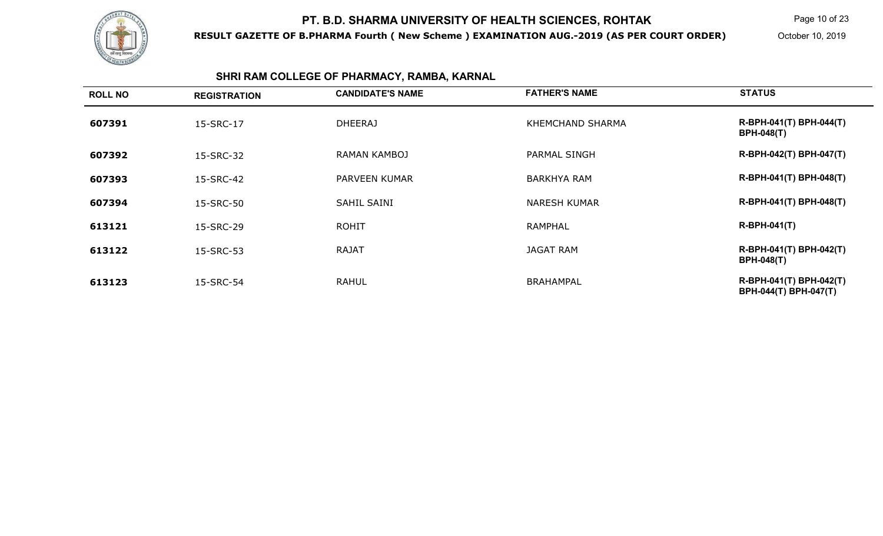# PT. B.D. SHARMA UNIVERSITY OF HEALTH SCIENCES, ROHTAK

**RESULT GAZETTE OF B.PHARMA Fourth ( New Scheme ) EXAMINATION AUG.-2019 (AS PER COURT ORDER)**

October 10, 2019

## SHRI RAM COLLEGE OF PHARMACY, RAMBA, KARNAL

| ROLL NO | REGISTRATION | CANDIDATE'S NAME | FATHER'S NAME | STATUS |
|---|---|---|---|---|
| **607391** | 15-SRC-17 | DHEERAJ | KHEMCHAND SHARMA | **R-BPH-041(T) BPH-044(T) BPH-048(T)** |
| **607392** | 15-SRC-32 | RAMAN KAMBOJ | PARMAL SINGH | **R-BPH-042(T) BPH-047(T)** |
| **607393** | 15-SRC-42 | PARVEEN KUMAR | BARKHYA RAM | **R-BPH-041(T) BPH-048(T)** |
| **607394** | 15-SRC-50 | SAHIL SAINI | NARESH KUMAR | **R-BPH-041(T) BPH-048(T)** |
| **613121** | 15-SRC-29 | ROHIT | RAMPHAL | **R-BPH-041(T)** |
| **613122** | 15-SRC-53 | RAJAT | JAGAT RAM | **R-BPH-041(T) BPH-042(T) BPH-048(T)** |
| **613123** | 15-SRC-54 | RAHUL | BRAHAMPAL | **R-BPH-041(T) BPH-042(T) BPH-044(T) BPH-047(T)** |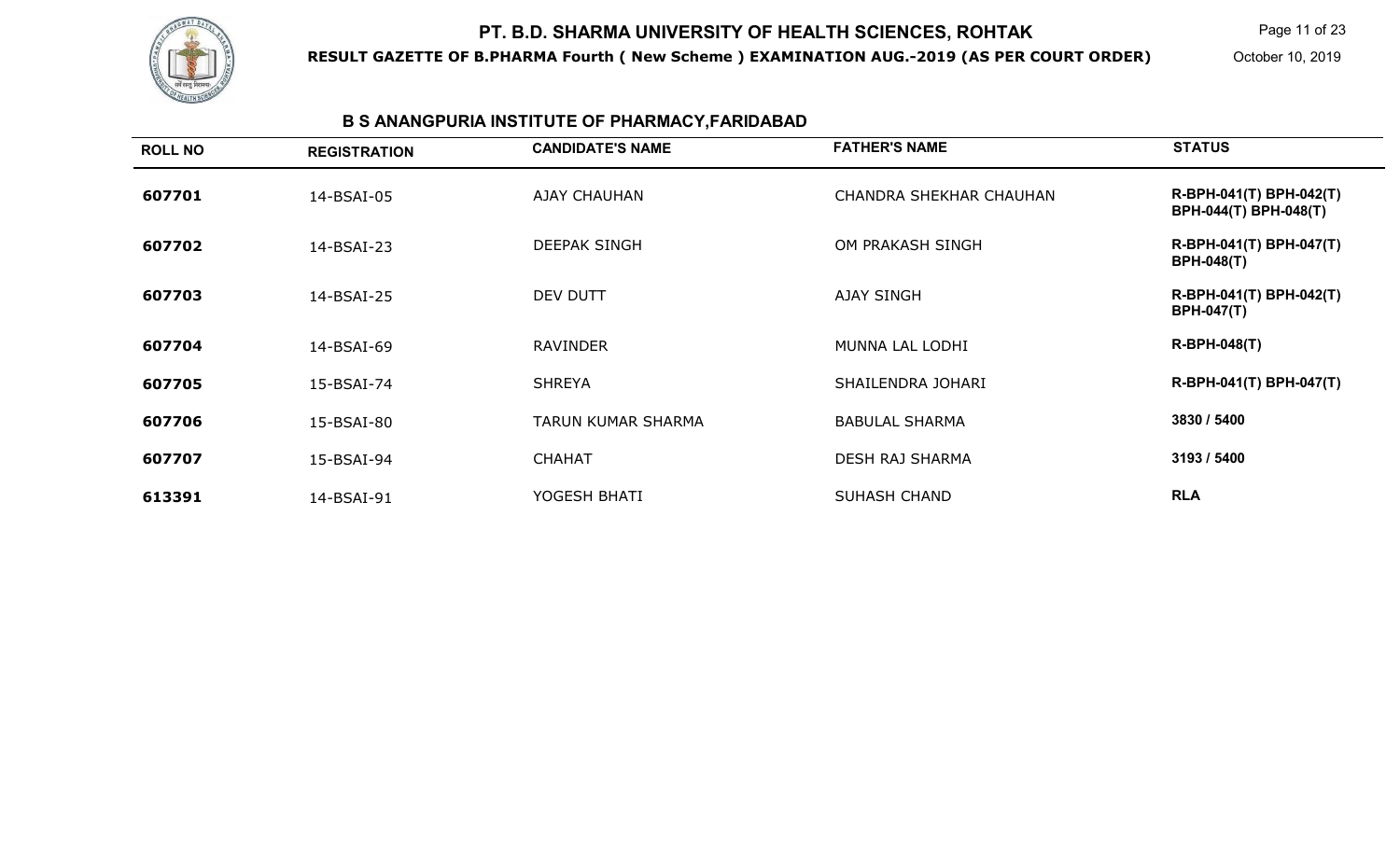# PT. B.D. SHARMA UNIVERSITY OF HEALTH SCIENCES, ROHTAK

**RESULT GAZETTE OF B.PHARMA Fourth ( New Scheme ) EXAMINATION AUG.-2019 (AS PER COURT ORDER)**

October 10, 2019

## B S ANANGPURIA INSTITUTE OF PHARMACY,FARIDABAD

| ROLL NO | REGISTRATION | CANDIDATE'S NAME | FATHER'S NAME | STATUS |
|---|---|---|---|---|
| **607701** | 14-BSAI-05 | AJAY CHAUHAN | CHANDRA SHEKHAR CHAUHAN | **R-BPH-041(T) BPH-042(T) BPH-044(T) BPH-048(T)** |
| **607702** | 14-BSAI-23 | DEEPAK SINGH | OM PRAKASH SINGH | **R-BPH-041(T) BPH-047(T) BPH-048(T)** |
| **607703** | 14-BSAI-25 | DEV DUTT | AJAY SINGH | **R-BPH-041(T) BPH-042(T) BPH-047(T)** |
| **607704** | 14-BSAI-69 | RAVINDER | MUNNA LAL LODHI | **R-BPH-048(T)** |
| **607705** | 15-BSAI-74 | SHREYA | SHAILENDRA JOHARI | **R-BPH-041(T) BPH-047(T)** |
| **607706** | 15-BSAI-80 | TARUN KUMAR SHARMA | BABULAL SHARMA | **3830 / 5400** |
| **607707** | 15-BSAI-94 | CHAHAT | DESH RAJ SHARMA | **3193 / 5400** |
| **613391** | 14-BSAI-91 | YOGESH BHATI | SUHASH CHAND | **RLA** |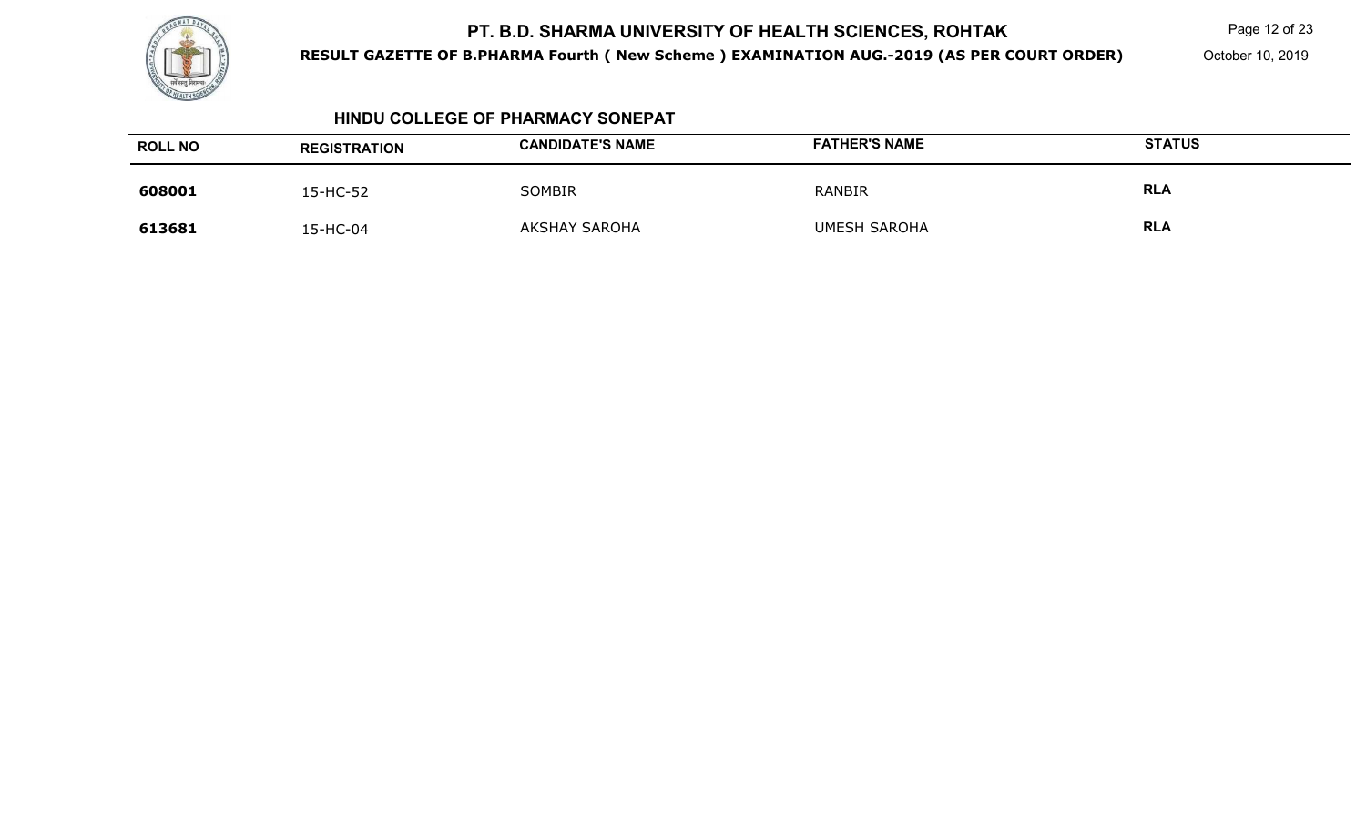# PT. B.D. SHARMA UNIVERSITY OF HEALTH SCIENCES, ROHTAK

**RESULT GAZETTE OF B.PHARMA Fourth ( New Scheme ) EXAMINATION AUG.-2019 (AS PER COURT ORDER)**

October 10, 2019

## HINDU COLLEGE OF PHARMACY SONEPAT

| ROLL NO | REGISTRATION | CANDIDATE'S NAME | FATHER'S NAME | STATUS |
|---|---|---|---|---|
| **608001** | 15-HC-52 | SOMBIR | RANBIR | **RLA** |
| **613681** | 15-HC-04 | AKSHAY SAROHA | UMESH SAROHA | **RLA** |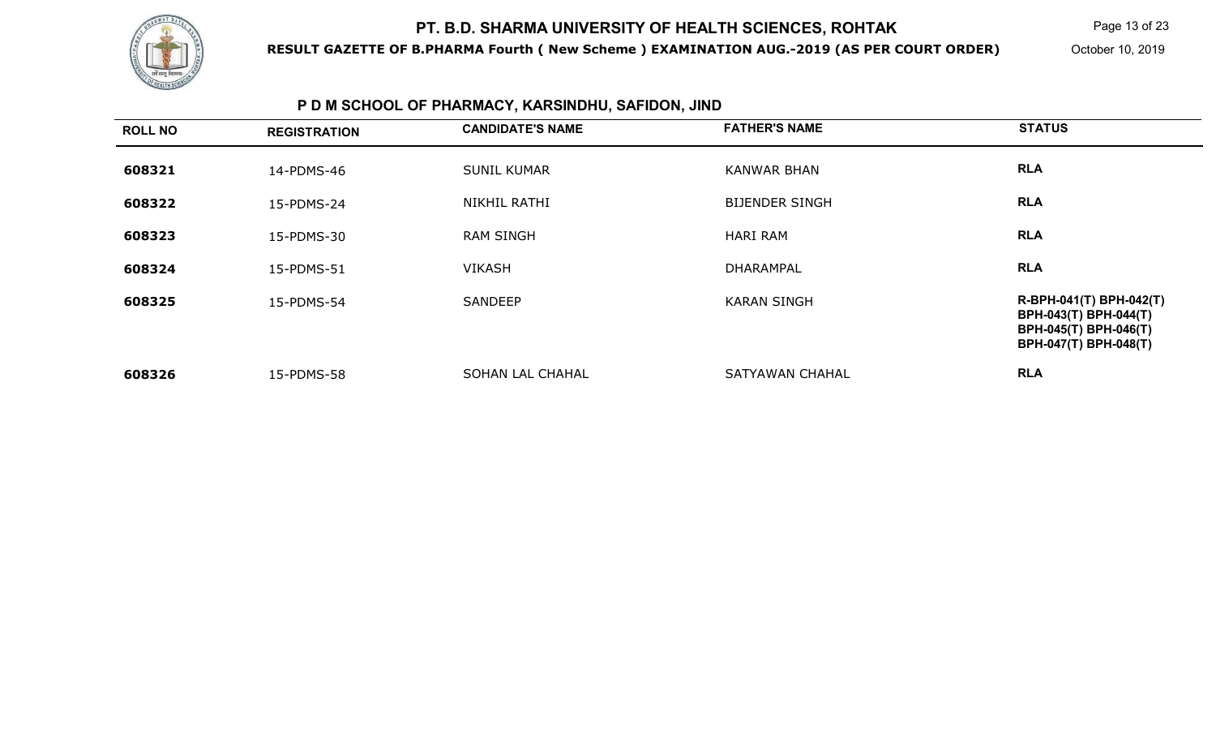# PT. B.D. SHARMA UNIVERSITY OF HEALTH SCIENCES, ROHTAK

**RESULT GAZETTE OF B.PHARMA Fourth ( New Scheme ) EXAMINATION AUG.-2019 (AS PER COURT ORDER)**

October 10, 2019

## P D M SCHOOL OF PHARMACY, KARSINDHU, SAFIDON, JIND

| ROLL NO | REGISTRATION | CANDIDATE'S NAME | FATHER'S NAME | STATUS |
|---|---|---|---|---|
| **608321** | 14-PDMS-46 | SUNIL KUMAR | KANWAR BHAN | **RLA** |
| **608322** | 15-PDMS-24 | NIKHIL RATHI | BIJENDER SINGH | **RLA** |
| **608323** | 15-PDMS-30 | RAM SINGH | HARI RAM | **RLA** |
| **608324** | 15-PDMS-51 | VIKASH | DHARAMPAL | **RLA** |
| **608325** | 15-PDMS-54 | SANDEEP | KARAN SINGH | **R-BPH-041(T) BPH-042(T) BPH-043(T) BPH-044(T) BPH-045(T) BPH-046(T) BPH-047(T) BPH-048(T)** |
| **608326** | 15-PDMS-58 | SOHAN LAL CHAHAL | SATYAWAN CHAHAL | **RLA** |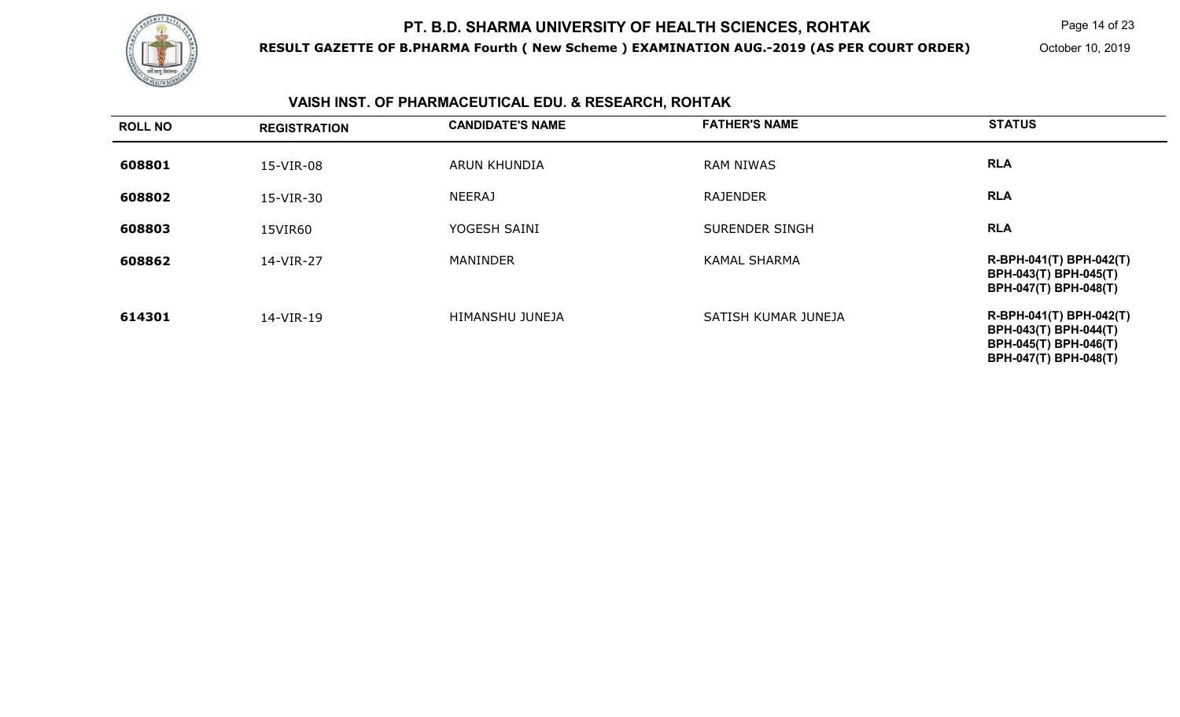# PT. B.D. SHARMA UNIVERSITY OF HEALTH SCIENCES, ROHTAK

**RESULT GAZETTE OF B.PHARMA Fourth ( New Scheme ) EXAMINATION AUG.-2019 (AS PER COURT ORDER)**

October 10, 2019

## VAISH INST. OF PHARMACEUTICAL EDU. & RESEARCH, ROHTAK

| ROLL NO | REGISTRATION | CANDIDATE'S NAME | FATHER'S NAME | STATUS |
|---|---|---|---|---|
| **608801** | 15-VIR-08 | ARUN KHUNDIA | RAM NIWAS | **RLA** |
| **608802** | 15-VIR-30 | NEERAJ | RAJENDER | **RLA** |
| **608803** | 15VIR60 | YOGESH SAINI | SURENDER SINGH | **RLA** |
| **608862** | 14-VIR-27 | MANINDER | KAMAL SHARMA | **R-BPH-041(T) BPH-042(T) BPH-043(T) BPH-045(T) BPH-047(T) BPH-048(T)** |
| **614301** | 14-VIR-19 | HIMANSHU JUNEJA | SATISH KUMAR JUNEJA | **R-BPH-041(T) BPH-042(T) BPH-043(T) BPH-044(T) BPH-045(T) BPH-046(T) BPH-047(T) BPH-048(T)** |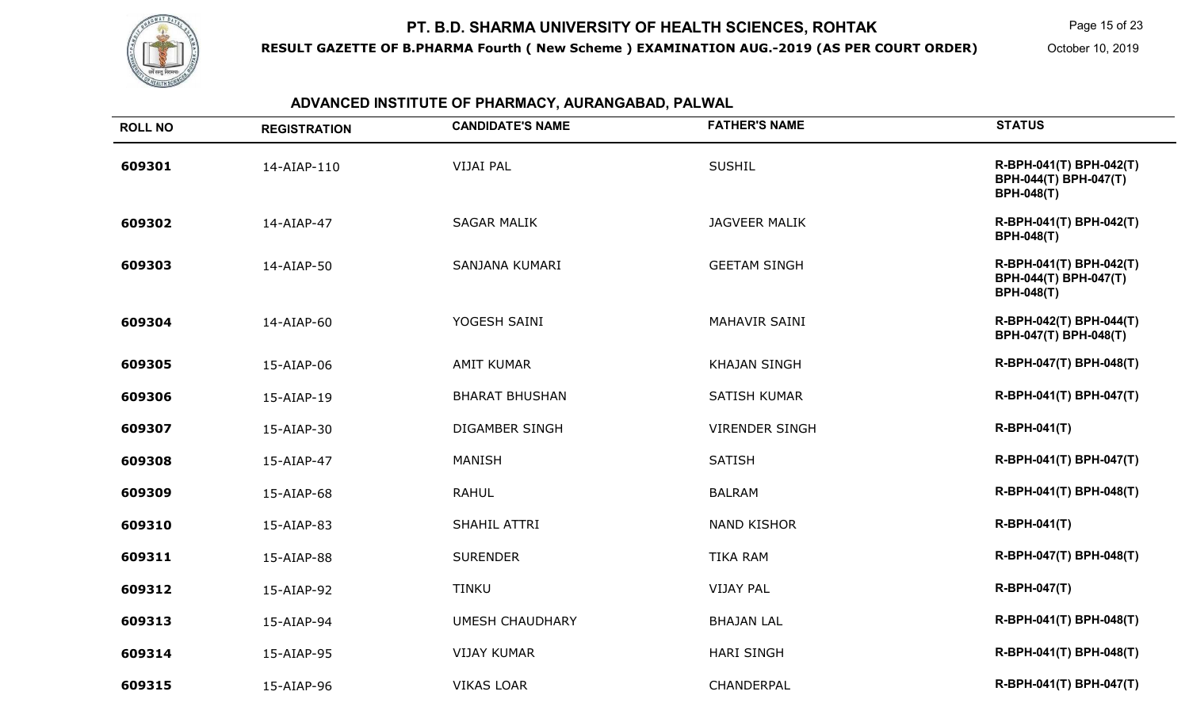# PT. B.D. SHARMA UNIVERSITY OF HEALTH SCIENCES, ROHTAK

**RESULT GAZETTE OF B.PHARMA Fourth ( New Scheme ) EXAMINATION AUG.-2019 (AS PER COURT ORDER)**

October 10, 2019

## ADVANCED INSTITUTE OF PHARMACY, AURANGABAD, PALWAL

| ROLL NO | REGISTRATION | CANDIDATE'S NAME | FATHER'S NAME | STATUS |
|---|---|---|---|---|
| **609301** | 14-AIAP-110 | VIJAI PAL | SUSHIL | **R-BPH-041(T) BPH-042(T) BPH-044(T) BPH-047(T) BPH-048(T)** |
| **609302** | 14-AIAP-47 | SAGAR MALIK | JAGVEER MALIK | **R-BPH-041(T) BPH-042(T) BPH-048(T)** |
| **609303** | 14-AIAP-50 | SANJANA KUMARI | GEETAM SINGH | **R-BPH-041(T) BPH-042(T) BPH-044(T) BPH-047(T) BPH-048(T)** |
| **609304** | 14-AIAP-60 | YOGESH SAINI | MAHAVIR SAINI | **R-BPH-042(T) BPH-044(T) BPH-047(T) BPH-048(T)** |
| **609305** | 15-AIAP-06 | AMIT KUMAR | KHAJAN SINGH | **R-BPH-047(T) BPH-048(T)** |
| **609306** | 15-AIAP-19 | BHARAT BHUSHAN | SATISH KUMAR | **R-BPH-041(T) BPH-047(T)** |
| **609307** | 15-AIAP-30 | DIGAMBER SINGH | VIRENDER SINGH | **R-BPH-041(T)** |
| **609308** | 15-AIAP-47 | MANISH | SATISH | **R-BPH-041(T) BPH-047(T)** |
| **609309** | 15-AIAP-68 | RAHUL | BALRAM | **R-BPH-041(T) BPH-048(T)** |
| **609310** | 15-AIAP-83 | SHAHIL ATTRI | NAND KISHOR | **R-BPH-041(T)** |
| **609311** | 15-AIAP-88 | SURENDER | TIKA RAM | **R-BPH-047(T) BPH-048(T)** |
| **609312** | 15-AIAP-92 | TINKU | VIJAY PAL | **R-BPH-047(T)** |
| **609313** | 15-AIAP-94 | UMESH CHAUDHARY | BHAJAN LAL | **R-BPH-041(T) BPH-048(T)** |
| **609314** | 15-AIAP-95 | VIJAY KUMAR | HARI SINGH | **R-BPH-041(T) BPH-048(T)** |
| **609315** | 15-AIAP-96 | VIKAS LOAR | CHANDERPAL | **R-BPH-041(T) BPH-047(T)** |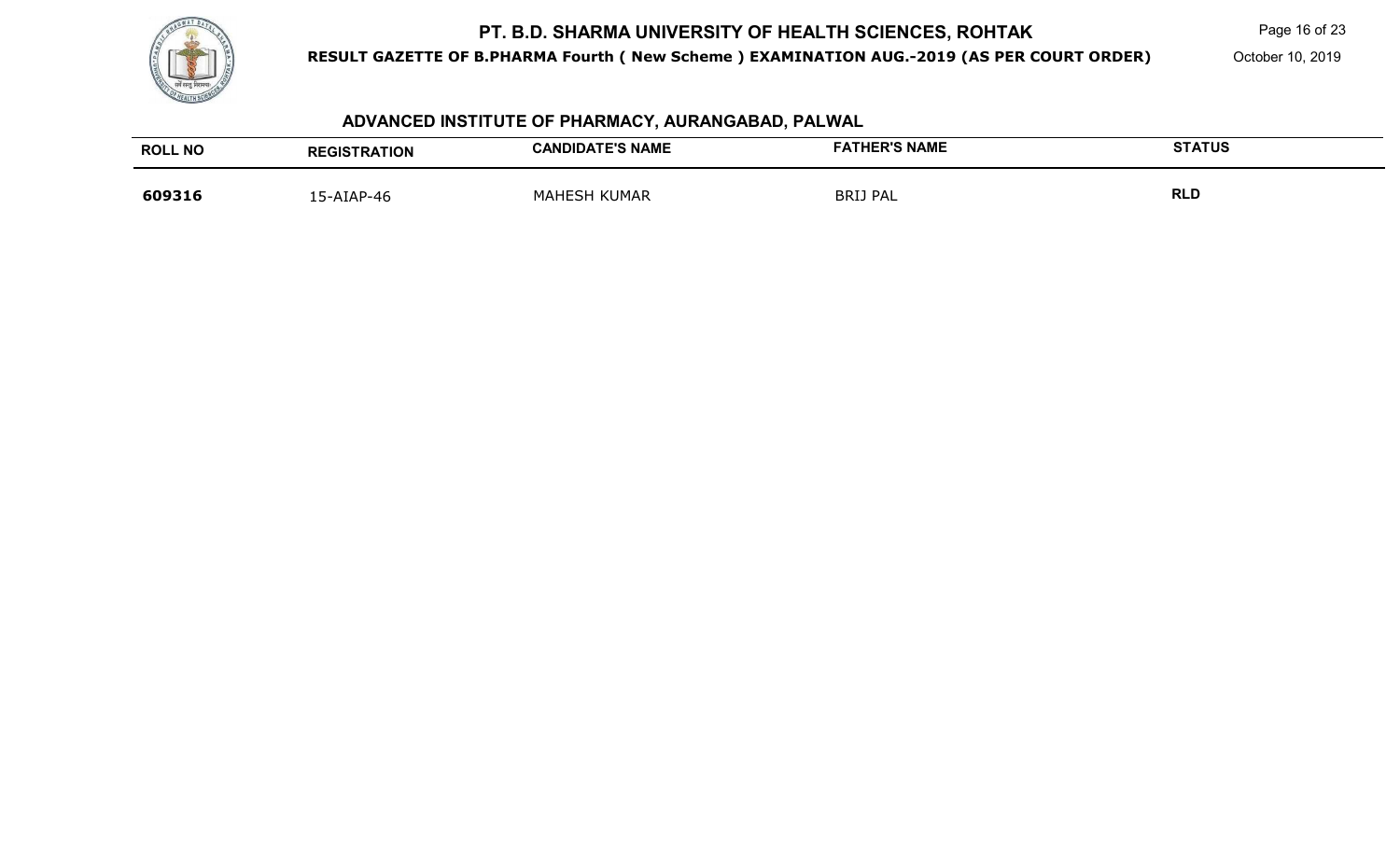## ADVANCED INSTITUTE OF PHARMACY, AURANGABAD, PALWAL

| ROLL NO | REGISTRATION | CANDIDATE'S NAME | FATHER'S NAME | STATUS |
|---|---|---|---|---|
| **609316** | 15-AIAP-46 | MAHESH KUMAR | BRIJ PAL | **RLD** |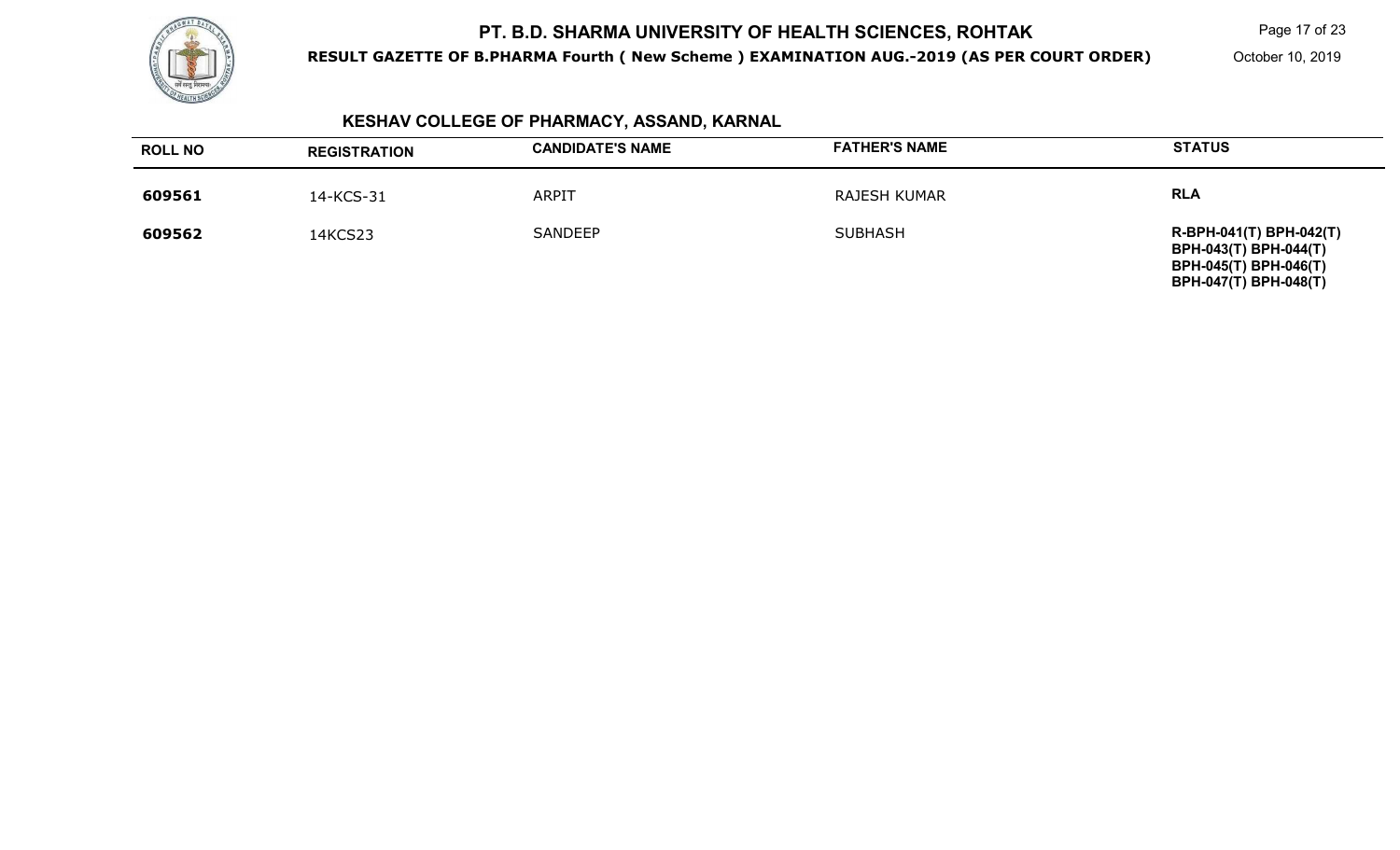# PT. B.D. SHARMA UNIVERSITY OF HEALTH SCIENCES, ROHTAK

**RESULT GAZETTE OF B.PHARMA Fourth ( New Scheme ) EXAMINATION AUG.-2019 (AS PER COURT ORDER)**

October 10, 2019

## KESHAV COLLEGE OF PHARMACY, ASSAND, KARNAL

| ROLL NO | REGISTRATION | CANDIDATE'S NAME | FATHER'S NAME | STATUS |
|---|---|---|---|---|
| **609561** | 14-KCS-31 | ARPIT | RAJESH KUMAR | **RLA** |
| **609562** | 14KCS23 | SANDEEP | SUBHASH | **R-BPH-041(T) BPH-042(T) BPH-043(T) BPH-044(T) BPH-045(T) BPH-046(T) BPH-047(T) BPH-048(T)** |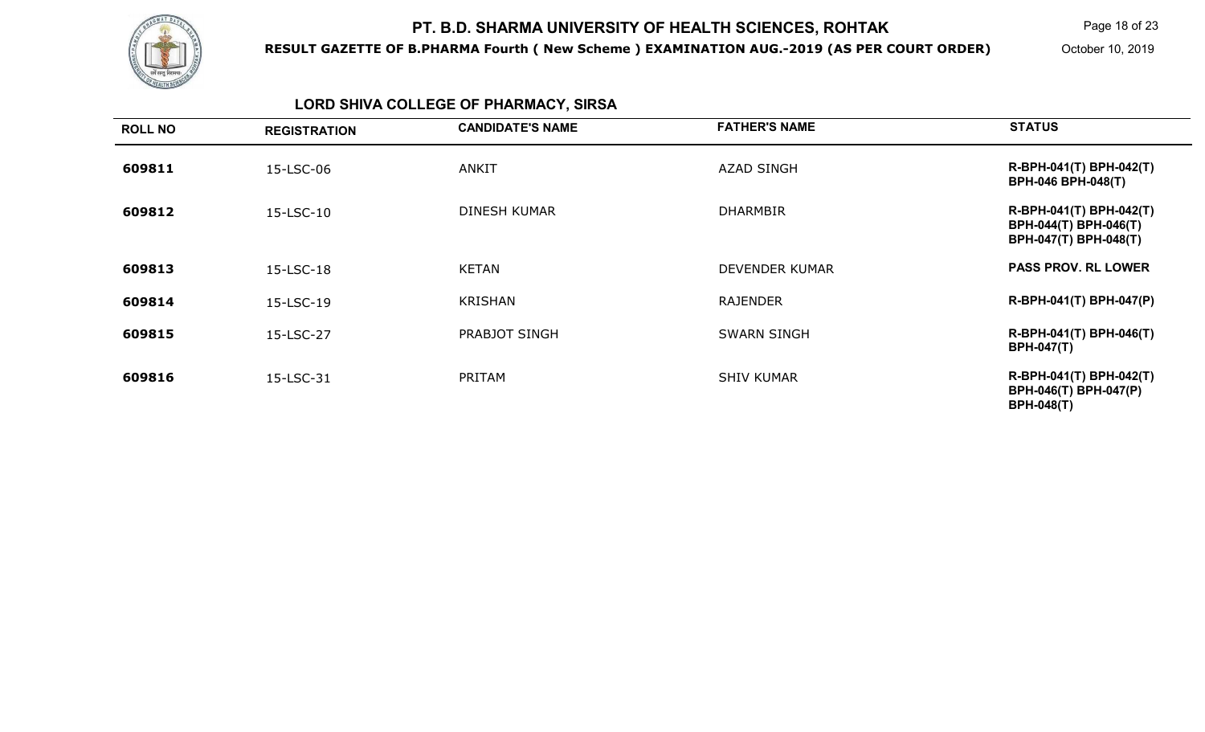# PT. B.D. SHARMA UNIVERSITY OF HEALTH SCIENCES, ROHTAK

**RESULT GAZETTE OF B.PHARMA Fourth ( New Scheme ) EXAMINATION AUG.-2019 (AS PER COURT ORDER)**

October 10, 2019

## LORD SHIVA COLLEGE OF PHARMACY, SIRSA

| ROLL NO | REGISTRATION | CANDIDATE'S NAME | FATHER'S NAME | STATUS |
|---|---|---|---|---|
| 609811 | 15-LSC-06 | ANKIT | AZAD SINGH | R-BPH-041(T) BPH-042(T) BPH-046 BPH-048(T) |
| 609812 | 15-LSC-10 | DINESH KUMAR | DHARMBIR | R-BPH-041(T) BPH-042(T) BPH-044(T) BPH-046(T) BPH-047(T) BPH-048(T) |
| 609813 | 15-LSC-18 | KETAN | DEVENDER KUMAR | PASS PROV. RL LOWER |
| 609814 | 15-LSC-19 | KRISHAN | RAJENDER | R-BPH-041(T) BPH-047(P) |
| 609815 | 15-LSC-27 | PRABJOT SINGH | SWARN SINGH | R-BPH-041(T) BPH-046(T) BPH-047(T) |
| 609816 | 15-LSC-31 | PRITAM | SHIV KUMAR | R-BPH-041(T) BPH-042(T) BPH-046(T) BPH-047(P) BPH-048(T) |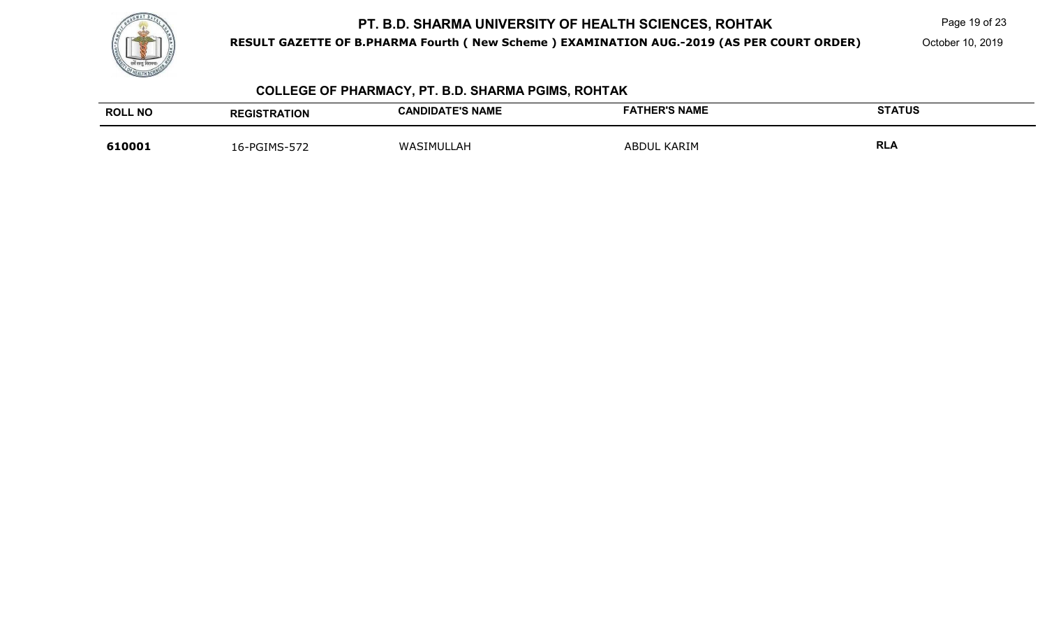# PT. B.D. SHARMA UNIVERSITY OF HEALTH SCIENCES, ROHTAK

**RESULT GAZETTE OF B.PHARMA Fourth ( New Scheme ) EXAMINATION AUG.-2019 (AS PER COURT ORDER)**

October 10, 2019

## COLLEGE OF PHARMACY, PT. B.D. SHARMA PGIMS, ROHTAK

| ROLL NO | REGISTRATION | CANDIDATE'S NAME | FATHER'S NAME | STATUS |
|---|---|---|---|---|
| **610001** | 16-PGIMS-572 | WASIMULLAH | ABDUL KARIM | **RLA** |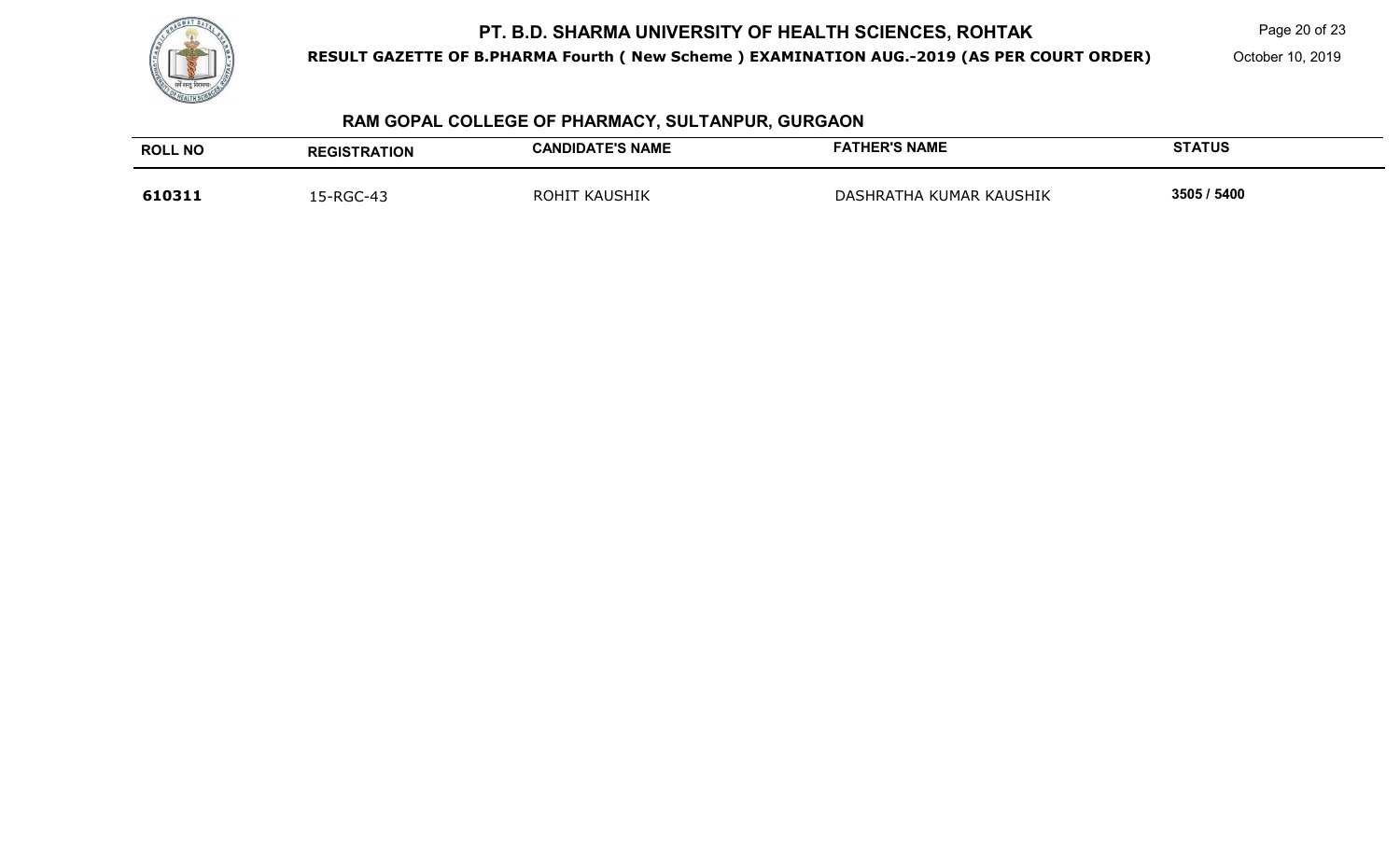## RAM GOPAL COLLEGE OF PHARMACY, SULTANPUR, GURGAON

| ROLL NO | REGISTRATION | CANDIDATE'S NAME | FATHER'S NAME | STATUS |
|---|---|---|---|---|
| **610311** | 15-RGC-43 | ROHIT KAUSHIK | DASHRATHA KUMAR KAUSHIK | **3505 / 5400** |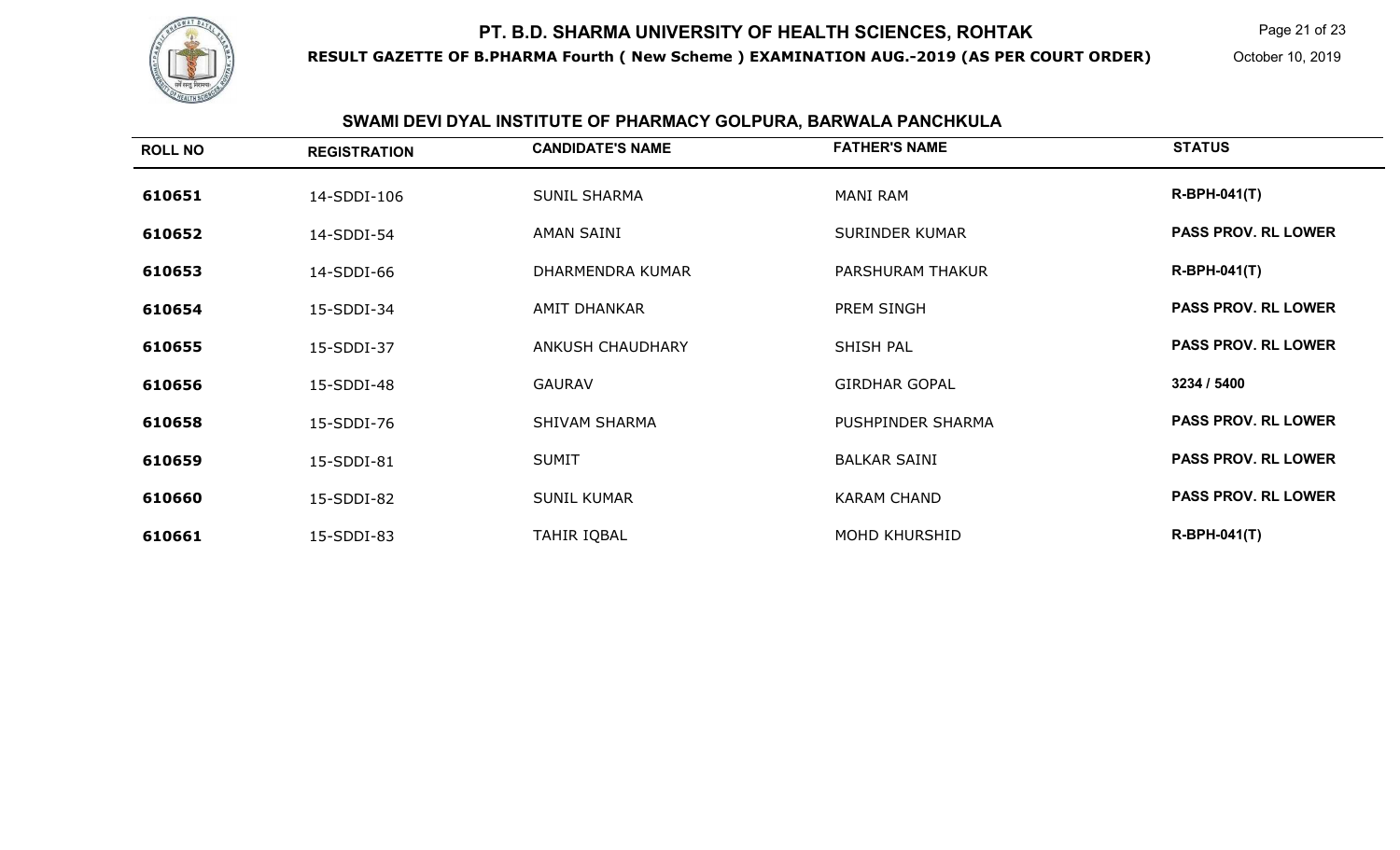# PT. B.D. SHARMA UNIVERSITY OF HEALTH SCIENCES, ROHTAK

**RESULT GAZETTE OF B.PHARMA Fourth ( New Scheme ) EXAMINATION AUG.-2019 (AS PER COURT ORDER)**

October 10, 2019

## SWAMI DEVI DYAL INSTITUTE OF PHARMACY GOLPURA, BARWALA PANCHKULA

| ROLL NO | REGISTRATION | CANDIDATE'S NAME | FATHER'S NAME | STATUS |
|---|---|---|---|---|
| 610651 | 14-SDDI-106 | SUNIL SHARMA | MANI RAM | R-BPH-041(T) |
| 610652 | 14-SDDI-54 | AMAN SAINI | SURINDER KUMAR | PASS PROV. RL LOWER |
| 610653 | 14-SDDI-66 | DHARMENDRA KUMAR | PARSHURAM THAKUR | R-BPH-041(T) |
| 610654 | 15-SDDI-34 | AMIT DHANKAR | PREM SINGH | PASS PROV. RL LOWER |
| 610655 | 15-SDDI-37 | ANKUSH CHAUDHARY | SHISH PAL | PASS PROV. RL LOWER |
| 610656 | 15-SDDI-48 | GAURAV | GIRDHAR GOPAL | 3234 / 5400 |
| 610658 | 15-SDDI-76 | SHIVAM SHARMA | PUSHPINDER SHARMA | PASS PROV. RL LOWER |
| 610659 | 15-SDDI-81 | SUMIT | BALKAR SAINI | PASS PROV. RL LOWER |
| 610660 | 15-SDDI-82 | SUNIL KUMAR | KARAM CHAND | PASS PROV. RL LOWER |
| 610661 | 15-SDDI-83 | TAHIR IQBAL | MOHD KHURSHID | R-BPH-041(T) |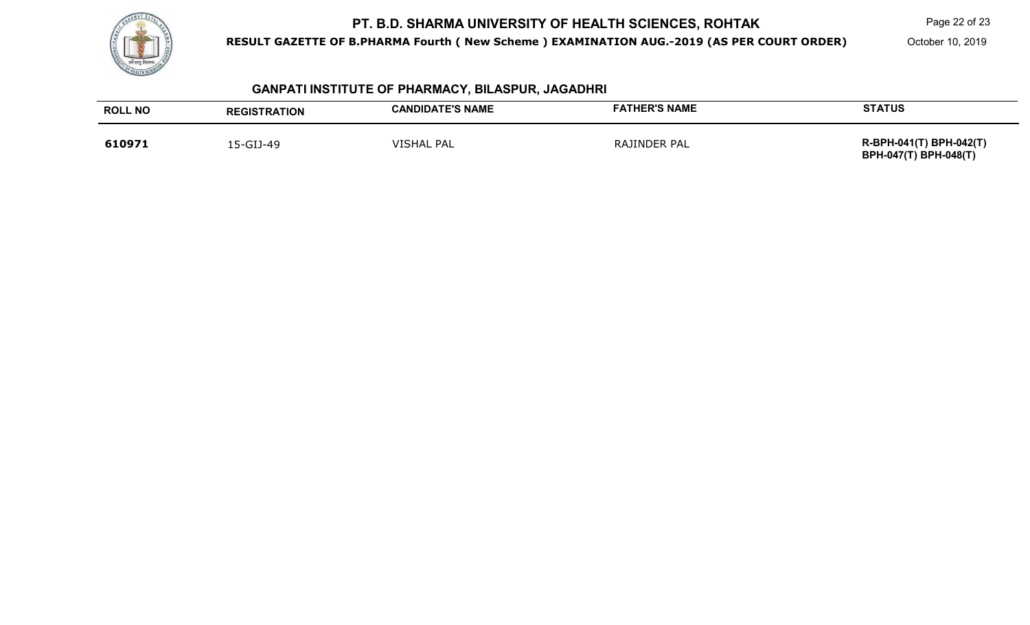## GANPATI INSTITUTE OF PHARMACY, BILASPUR, JAGADHRI

| ROLL NO | REGISTRATION | CANDIDATE'S NAME | FATHER'S NAME | STATUS |
|---|---|---|---|---|
| **610971** | 15-GIJ-49 | VISHAL PAL | RAJINDER PAL | **R-BPH-041(T) BPH-042(T) BPH-047(T) BPH-048(T)** |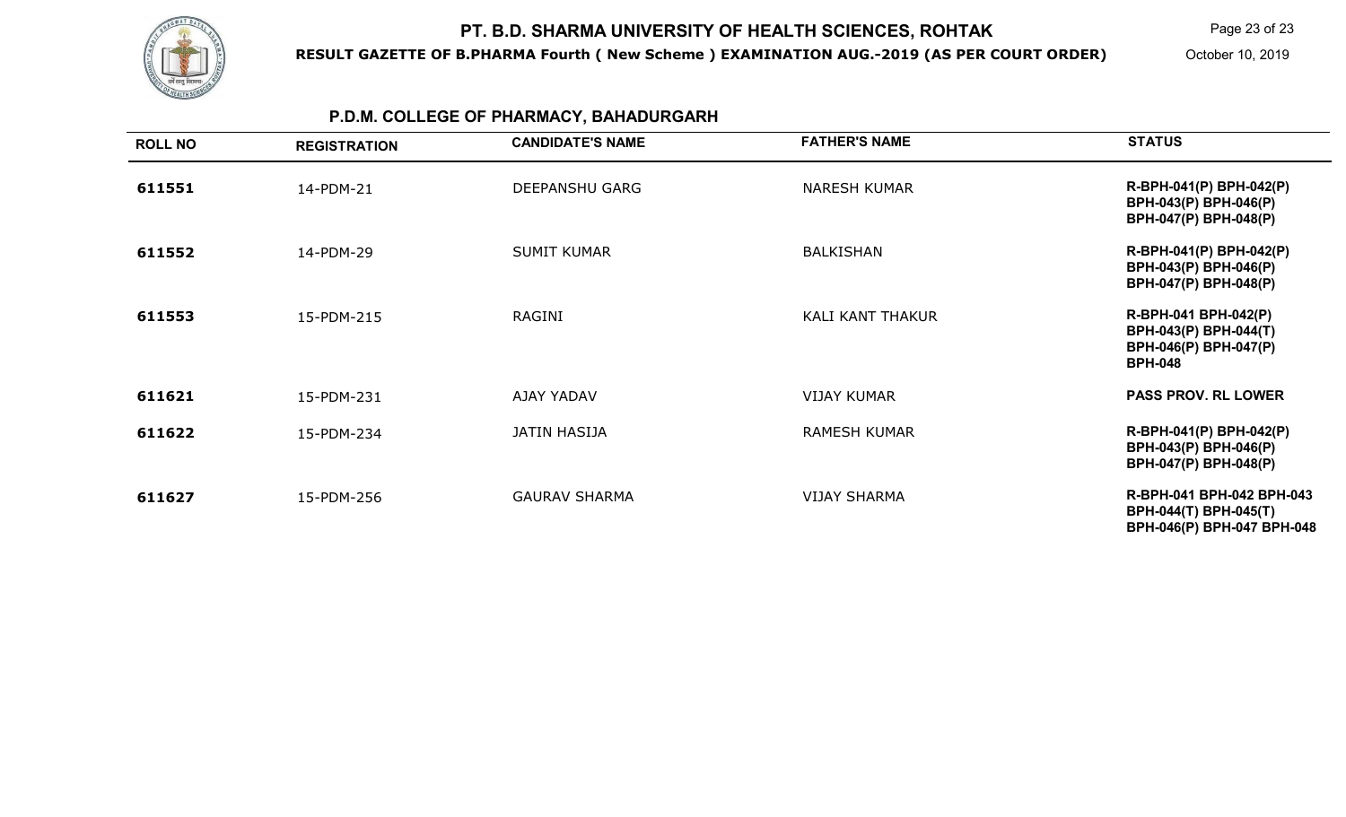# PT. B.D. SHARMA UNIVERSITY OF HEALTH SCIENCES, ROHTAK

**RESULT GAZETTE OF B.PHARMA Fourth ( New Scheme ) EXAMINATION AUG.-2019 (AS PER COURT ORDER)**

October 10, 2019

## P.D.M. COLLEGE OF PHARMACY, BAHADURGARH

| ROLL NO | REGISTRATION | CANDIDATE'S NAME | FATHER'S NAME | STATUS |
|---|---|---|---|---|
| **611551** | 14-PDM-21 | DEEPANSHU GARG | NARESH KUMAR | **R-BPH-041(P) BPH-042(P) BPH-043(P) BPH-046(P) BPH-047(P) BPH-048(P)** |
| **611552** | 14-PDM-29 | SUMIT KUMAR | BALKISHAN | **R-BPH-041(P) BPH-042(P) BPH-043(P) BPH-046(P) BPH-047(P) BPH-048(P)** |
| **611553** | 15-PDM-215 | RAGINI | KALI KANT THAKUR | **R-BPH-041 BPH-042(P) BPH-043(P) BPH-044(T) BPH-046(P) BPH-047(P) BPH-048** |
| **611621** | 15-PDM-231 | AJAY YADAV | VIJAY KUMAR | **PASS PROV. RL LOWER** |
| **611622** | 15-PDM-234 | JATIN HASIJA | RAMESH KUMAR | **R-BPH-041(P) BPH-042(P) BPH-043(P) BPH-046(P) BPH-047(P) BPH-048(P)** |
| **611627** | 15-PDM-256 | GAURAV SHARMA | VIJAY SHARMA | **R-BPH-041 BPH-042 BPH-043 BPH-044(T) BPH-045(T) BPH-046(P) BPH-047 BPH-048** |